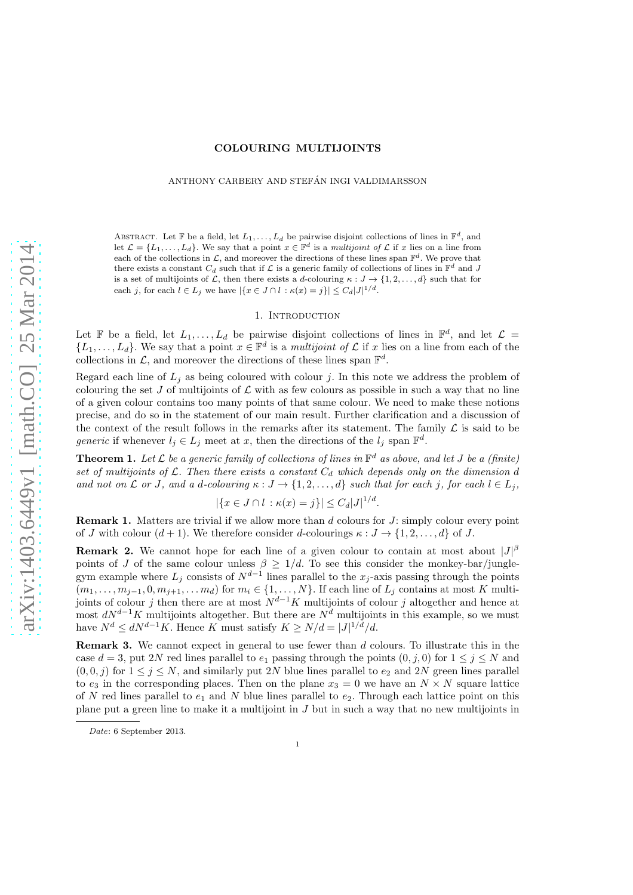# COLOURING MULTIJOINTS

ANTHONY CARBERY AND STEFÁN INGI VALDIMARSSON

Abstract. Let $\mathbb{F}$ be a field, let $L_1, \dots, L_d$ be pairwise disjoint collections of lines in $\mathbb{F}^d$, and let $\mathcal{L} = \{L_1, \dots, L_d\}$. We say that a point $x \in \mathbb{F}^d$ is a *multijoint of* $\mathcal{L}$ if $x$ lies on a line from each of the collections in $\mathcal{L}$, and moreover the directions of these lines span $\mathbb{F}^d$. We prove that there exists a constant $C_d$ such that if $\mathcal{L}$ is a generic family of collections of lines in $\mathbb{F}^d$ and $J$ is a set of multijoints of $\mathcal{L}$, then there exists a $d$-colouring $\kappa : J \to \{1, 2, \dots, d\}$ such that for each $j$, for each $l \in L_j$ we have $|\{x \in J \cap l : \kappa(x) = j\}| \leq C_d |J|^{1/d}$.

## 1. Introduction

Let $\mathbb{F}$ be a field, let $L_1, \dots, L_d$ be pairwise disjoint collections of lines in $\mathbb{F}^d$, and let $\mathcal{L} = \{L_1, \dots, L_d\}$. We say that a point $x \in \mathbb{F}^d$ is a *multijoint of* $\mathcal{L}$ if $x$ lies on a line from each of the collections in $\mathcal{L}$, and moreover the directions of these lines span $\mathbb{F}^d$.

Regard each line of $L_j$ as being coloured with colour $j$. In this note we address the problem of colouring the set $J$ of multijoints of $\mathcal{L}$ with as few colours as possible in such a way that no line of a given colour contains too many points of that same colour. We need to make these notions precise, and do so in the statement of our main result. Further clarification and a discussion of the context of the result follows in the remarks after its statement. The family $\mathcal{L}$ is said to be *generic* if whenever $l_j \in L_j$ meet at $x$, then the directions of the $l_j$ span $\mathbb{F}^d$.

**Theorem 1.** *Let $\mathcal{L}$ be a generic family of collections of lines in $\mathbb{F}^d$ as above, and let $J$ be a (finite) set of multijoints of $\mathcal{L}$. Then there exists a constant $C_d$ which depends only on the dimension $d$ and not on $\mathcal{L}$ or $J$, and a $d$-colouring $\kappa : J \to \{1, 2, \dots, d\}$ such that for each $j$, for each $l \in L_j$,*

$$|\{x \in J \cap l : \kappa(x) = j\}| \leq C_d |J|^{1/d}.$$

**Remark 1.** Matters are trivial if we allow more than $d$ colours for $J$: simply colour every point of $J$ with colour $(d + 1)$. We therefore consider $d$-colourings $\kappa : J \to \{1, 2, \dots, d\}$ of $J$.

**Remark 2.** We cannot hope for each line of a given colour to contain at most about $|J|^\beta$ points of $J$ of the same colour unless $\beta \geq 1/d$. To see this consider the monkey-bar/jungle-gym example where $L_j$ consists of $N^{d-1}$ lines parallel to the $x_j$-axis passing through the points $(m_1, \dots, m_{j-1}, 0, m_{j+1}, \dots m_d)$ for $m_i \in \{1, \dots, N\}$. If each line of $L_j$ contains at most $K$ multijoints of colour $j$ then there are at most $N^{d-1}K$ multijoints of colour $j$ altogether and hence at most $dN^{d-1}K$ multijoints altogether. But there are $N^d$ multijoints in this example, so we must have $N^d \leq dN^{d-1}K$. Hence $K$ must satisfy $K \geq N/d = |J|^{1/d}/d$.

**Remark 3.** We cannot expect in general to use fewer than $d$ colours. To illustrate this in the case $d = 3$, put $2N$ red lines parallel to $e_1$ passing through the points $(0, j, 0)$ for $1 \leq j \leq N$ and $(0, 0, j)$ for $1 \leq j \leq N$, and similarly put $2N$ blue lines parallel to $e_2$ and $2N$ green lines parallel to $e_3$ in the corresponding places. Then on the plane $x_3 = 0$ we have an $N \times N$ square lattice of $N$ red lines parallel to $e_1$ and $N$ blue lines parallel to $e_2$. Through each lattice point on this plane put a green line to make it a multijoint in $J$ but in such a way that no new multijoints in

*Date*: 6 September 2013.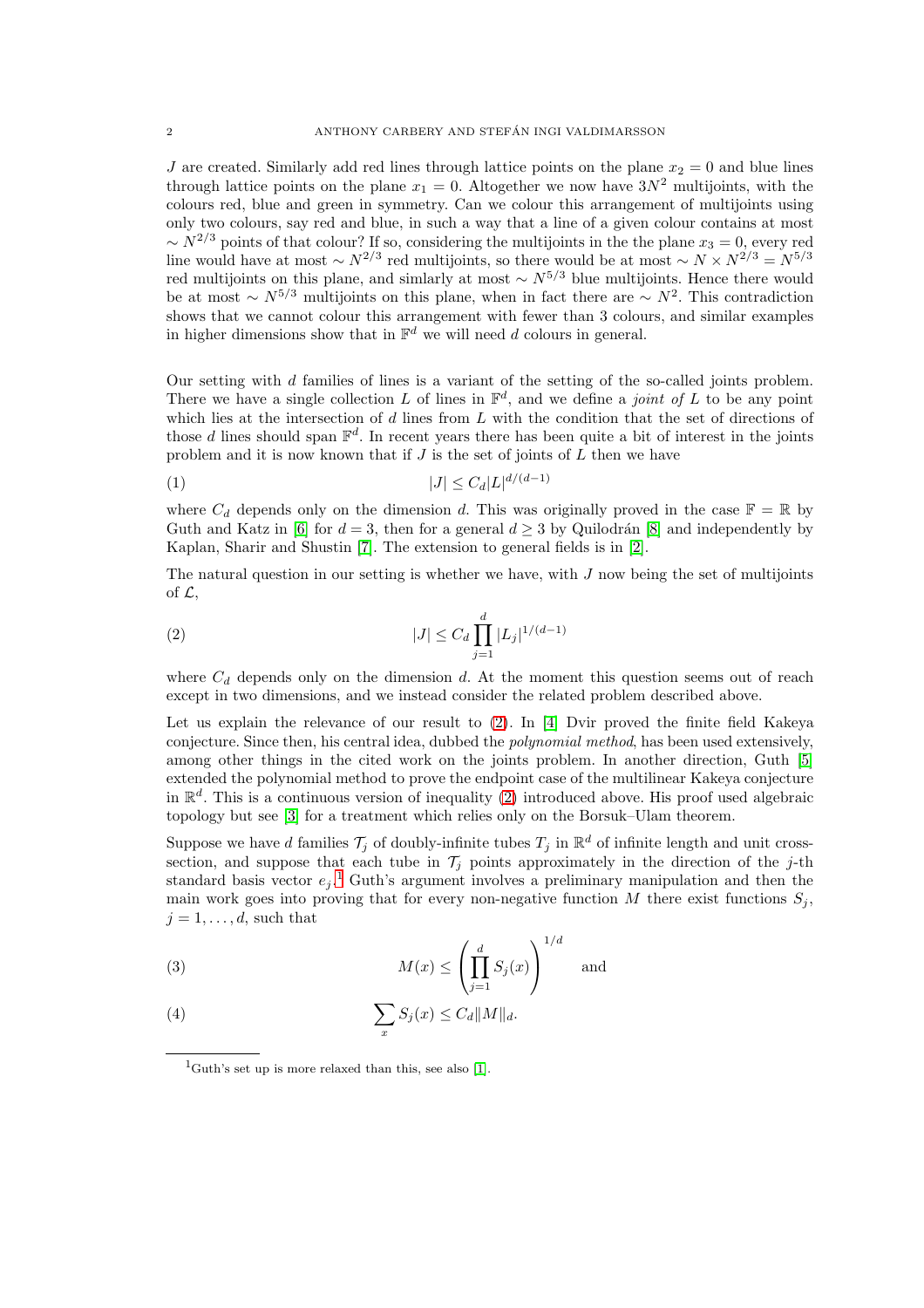$J$ are created. Similarly add red lines through lattice points on the plane $x_2 = 0$ and blue lines through lattice points on the plane $x_1 = 0$. Altogether we now have $3N^2$ multijoints, with the colours red, blue and green in symmetry. Can we colour this arrangement of multijoints using only two colours, say red and blue, in such a way that a line of a given colour contains at most $\sim N^{2/3}$ points of that colour? If so, considering the multijoints in the the plane $x_3 = 0$, every red line would have at most $\sim N^{2/3}$ red multijoints, so there would be at most $\sim N \times N^{2/3} = N^{5/3}$ red multijoints on this plane, and simlarly at most $\sim N^{5/3}$ blue multijoints. Hence there would be at most $\sim N^{5/3}$ multijoints on this plane, when in fact there are $\sim N^2$. This contradiction shows that we cannot colour this arrangement with fewer than 3 colours, and similar examples in higher dimensions show that in $\mathbb{F}^d$ we will need $d$ colours in general.

Our setting with $d$ families of lines is a variant of the setting of the so-called joints problem. There we have a single collection $L$ of lines in $\mathbb{F}^d$, and we define a *joint of* $L$ to be any point which lies at the intersection of $d$ lines from $L$ with the condition that the set of directions of those $d$ lines should span $\mathbb{F}^d$. In recent years there has been quite a bit of interest in the joints problem and it is now known that if $J$ is the set of joints of $L$ then we have

$$|J| \leq C_d |L|^{d/(d-1)} \tag{1}$$

where $C_d$ depends only on the dimension $d$. This was originally proved in the case $\mathbb{F} = \mathbb{R}$ by Guth and Katz in [6] for $d = 3$, then for a general $d \geq 3$ by Quilodrán [8] and independently by Kaplan, Sharir and Shustin [7]. The extension to general fields is in [2].

The natural question in our setting is whether we have, with $J$ now being the set of multijoints of $\mathcal{L}$,

$$|J| \leq C_d \prod_{j=1}^{d} |L_j|^{1/(d-1)} \tag{2}$$

where $C_d$ depends only on the dimension $d$. At the moment this question seems out of reach except in two dimensions, and we instead consider the related problem described above.

Let us explain the relevance of our result to (2). In [4] Dvir proved the finite field Kakeya conjecture. Since then, his central idea, dubbed the *polynomial method*, has been used extensively, among other things in the cited work on the joints problem. In another direction, Guth [5] extended the polynomial method to prove the endpoint case of the multilinear Kakeya conjecture in $\mathbb{R}^d$. This is a continuous version of inequality (2) introduced above. His proof used algebraic topology but see [3] for a treatment which relies only on the Borsuk–Ulam theorem.

Suppose we have $d$ families $\mathcal{T}_j$ of doubly-infinite tubes $T_j$ in $\mathbb{R}^d$ of infinite length and unit cross-section, and suppose that each tube in $\mathcal{T}_j$ points approximately in the direction of the $j$-th standard basis vector $e_j$.[1] Guth's argument involves a preliminary manipulation and then the main work goes into proving that for every non-negative function $M$ there exist functions $S_j$, $j = 1, \ldots, d$, such that

$$M(x) \leq \left( \prod_{j=1}^{d} S_j(x) \right)^{1/d} \quad \text{and} \tag{3}$$

$$\sum_x S_j(x) \leq C_d \|M\|_d. \tag{4}$$

[1] Guth's set up is more relaxed than this, see also [1].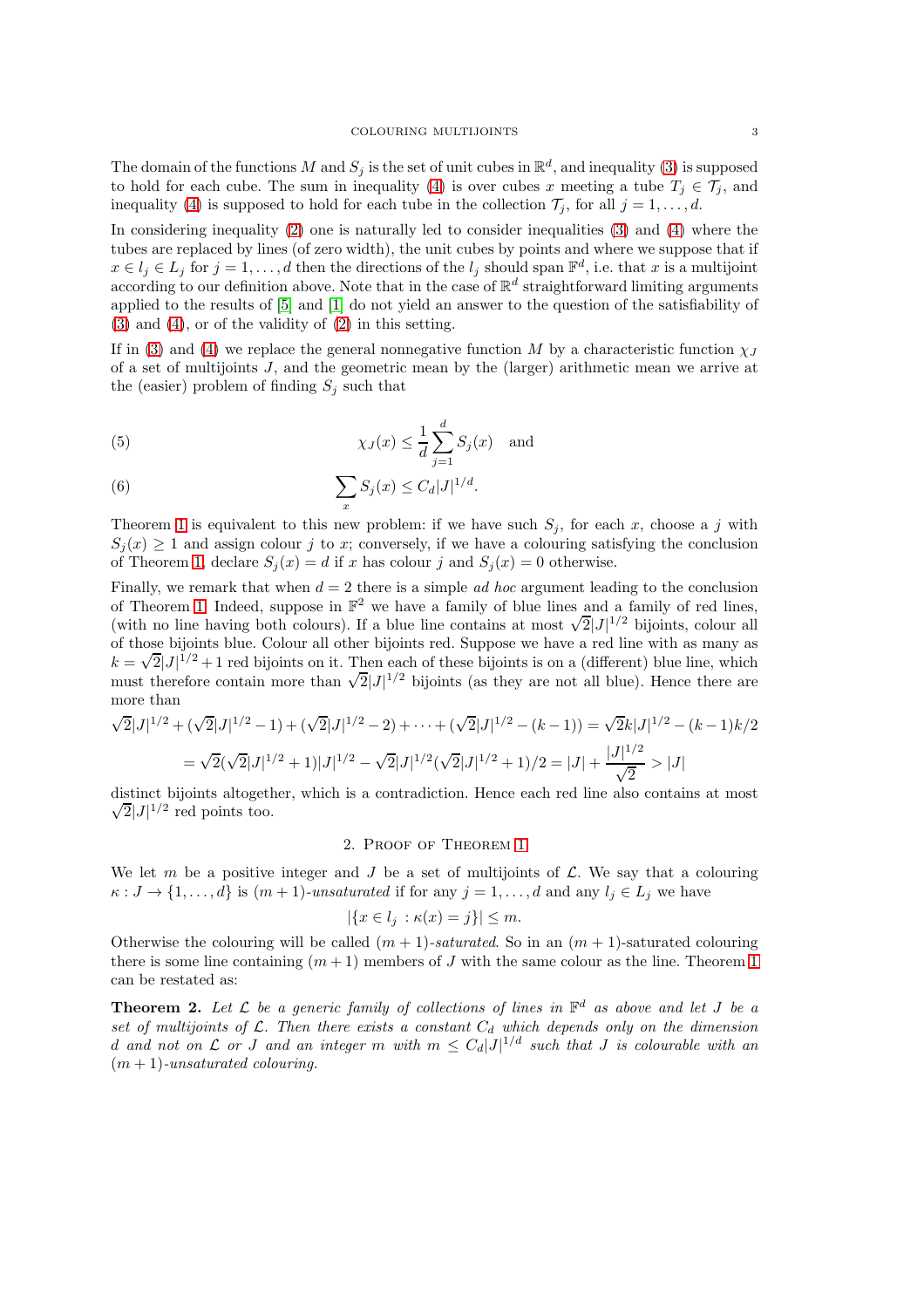The domain of the functions $M$ and $S_j$ is the set of unit cubes in $\mathbb{R}^d$, and inequality (3) is supposed to hold for each cube. The sum in inequality (4) is over cubes $x$ meeting a tube $T_j \in \mathcal{T}_j$, and inequality (4) is supposed to hold for each tube in the collection $\mathcal{T}_j$, for all $j = 1, \dots, d$.

In considering inequality (2) one is naturally led to consider inequalities (3) and (4) where the tubes are replaced by lines (of zero width), the unit cubes by points and where we suppose that if $x \in l_j \in L_j$ for $j = 1, \dots, d$ then the directions of the $l_j$ should span $\mathbb{F}^d$, i.e. that $x$ is a multijoint according to our definition above. Note that in the case of $\mathbb{R}^d$ straightforward limiting arguments applied to the results of [5] and [1] do not yield an answer to the question of the satisfiability of (3) and (4), or of the validity of (2) in this setting.

If in (3) and (4) we replace the general nonnegative function $M$ by a characteristic function $\chi_J$ of a set of multijoints $J$, and the geometric mean by the (larger) arithmetic mean we arrive at the (easier) problem of finding $S_j$ such that

$$\chi_J(x) \leq \frac{1}{d}\sum_{j=1}^{d} S_j(x) \quad \text{and} \tag{5}$$

$$\sum_x S_j(x) \leq C_d |J|^{1/d}. \tag{6}$$

Theorem 1 is equivalent to this new problem: if we have such $S_j$, for each $x$, choose a $j$ with $S_j(x) \geq 1$ and assign colour $j$ to $x$; conversely, if we have a colouring satisfying the conclusion of Theorem 1, declare $S_j(x) = d$ if $x$ has colour $j$ and $S_j(x) = 0$ otherwise.

Finally, we remark that when $d = 2$ there is a simple *ad hoc* argument leading to the conclusion of Theorem 1. Indeed, suppose in $\mathbb{F}^2$ we have a family of blue lines and a family of red lines, (with no line having both colours). If a blue line contains at most $\sqrt{2}|J|^{1/2}$ bijoints, colour all of those bijoints blue. Colour all other bijoints red. Suppose we have a red line with as many as $k = \sqrt{2}|J|^{1/2} + 1$ red bijoints on it. Then each of these bijoints is on a (different) blue line, which must therefore contain more than $\sqrt{2}|J|^{1/2}$ bijoints (as they are not all blue). Hence there are more than

$$\sqrt{2}|J|^{1/2} + (\sqrt{2}|J|^{1/2} - 1) + (\sqrt{2}|J|^{1/2} - 2) + \cdots + (\sqrt{2}|J|^{1/2} - (k-1)) = \sqrt{2}k|J|^{1/2} - (k-1)k/2$$

$$= \sqrt{2}(\sqrt{2}|J|^{1/2} + 1)|J|^{1/2} - \sqrt{2}|J|^{1/2}(\sqrt{2}|J|^{1/2} + 1)/2 = |J| + \frac{|J|^{1/2}}{\sqrt{2}} > |J|$$

distinct bijoints altogether, which is a contradiction. Hence each red line also contains at most $\sqrt{2}|J|^{1/2}$ red points too.

## 2. Proof of Theorem 1

We let $m$ be a positive integer and $J$ be a set of multijoints of $\mathcal{L}$. We say that a colouring $\kappa : J \to \{1, \dots, d\}$ is $(m+1)$-*unsaturated* if for any $j = 1, \dots, d$ and any $l_j \in L_j$ we have

$$|\{x \in l_j \, : \kappa(x) = j\}| \leq m.$$

Otherwise the colouring will be called $(m+1)$-*saturated*. So in an $(m+1)$-saturated colouring there is some line containing $(m+1)$ members of $J$ with the same colour as the line. Theorem 1 can be restated as:

**Theorem 2.** *Let $\mathcal{L}$ be a generic family of collections of lines in $\mathbb{F}^d$ as above and let $J$ be a set of multijoints of $\mathcal{L}$. Then there exists a constant $C_d$ which depends only on the dimension $d$ and not on $\mathcal{L}$ or $J$ and an integer $m$ with $m \leq C_d|J|^{1/d}$ such that $J$ is colourable with an $(m+1)$-unsaturated colouring.*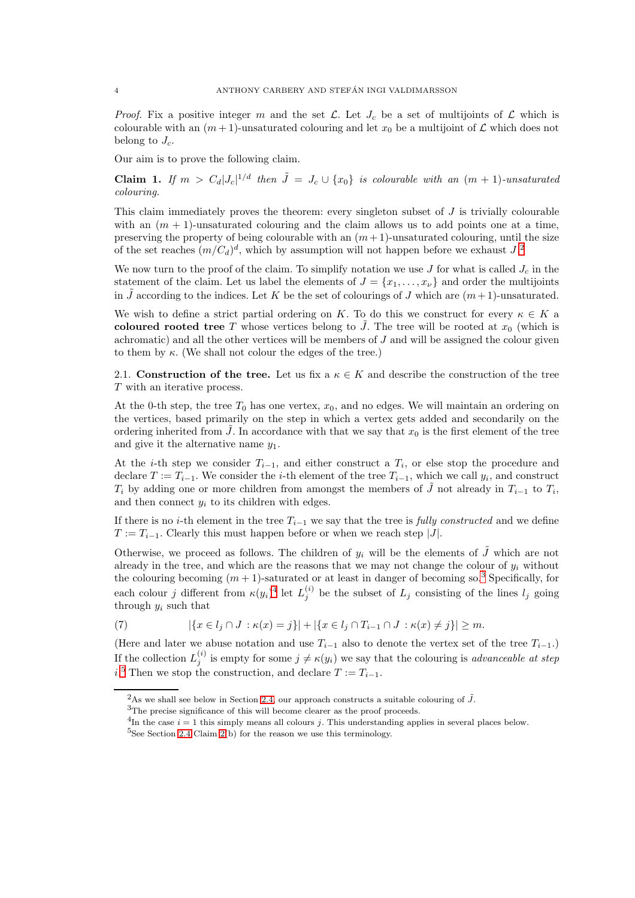*Proof.* Fix a positive integer $m$ and the set $\mathcal{L}$. Let $J_c$ be a set of multijoints of $\mathcal{L}$ which is colourable with an $(m+1)$-unsaturated colouring and let $x_0$ be a multijoint of $\mathcal{L}$ which does not belong to $J_c$.

Our aim is to prove the following claim.

**Claim 1.** *If $m > C_d|J_c|^{1/d}$ then $\tilde{J} = J_c \cup \{x_0\}$ is colourable with an $(m+1)$-unsaturated colouring.*

This claim immediately proves the theorem: every singleton subset of $J$ is trivially colourable with an $(m+1)$-unsaturated colouring and the claim allows us to add points one at a time, preserving the property of being colourable with an $(m+1)$-unsaturated colouring, until the size of the set reaches $(m/C_d)^d$, which by assumption will not happen before we exhaust $J$.[2]

We now turn to the proof of the claim. To simplify notation we use $J$ for what is called $J_c$ in the statement of the claim. Let us label the elements of $J = \{x_1, \ldots, x_\nu\}$ and order the multijoints in $\tilde{J}$ according to the indices. Let $K$ be the set of colourings of $J$ which are $(m+1)$-unsaturated.

We wish to define a strict partial ordering on $K$. To do this we construct for every $\kappa \in K$ a **coloured rooted tree** $T$ whose vertices belong to $\tilde{J}$. The tree will be rooted at $x_0$ (which is achromatic) and all the other vertices will be members of $J$ and will be assigned the colour given to them by $\kappa$. (We shall not colour the edges of the tree.)

## 2.1. Construction of the tree.

Let us fix a $\kappa \in K$ and describe the construction of the tree $T$ with an iterative process.

At the 0-th step, the tree $T_0$ has one vertex, $x_0$, and no edges. We will maintain an ordering on the vertices, based primarily on the step in which a vertex gets added and secondarily on the ordering inherited from $\tilde{J}$. In accordance with that we say that $x_0$ is the first element of the tree and give it the alternative name $y_1$.

At the $i$-th step we consider $T_{i-1}$, and either construct a $T_i$, or else stop the procedure and declare $T := T_{i-1}$. We consider the $i$-th element of the tree $T_{i-1}$, which we call $y_i$, and construct $T_i$ by adding one or more children from amongst the members of $\tilde{J}$ not already in $T_{i-1}$ to $T_i$, and then connect $y_i$ to its children with edges.

If there is no $i$-th element in the tree $T_{i-1}$ we say that the tree is *fully constructed* and we define $T := T_{i-1}$. Clearly this must happen before or when we reach step $|J|$.

Otherwise, we proceed as follows. The children of $y_i$ will be the elements of $\tilde{J}$ which are not already in the tree, and which are the reasons that we may not change the colour of $y_i$ without the colouring becoming $(m+1)$-saturated or at least in danger of becoming so.[3] Specifically, for each colour $j$ different from $\kappa(y_i)$[4] let $L_j^{(i)}$ be the subset of $L_j$ consisting of the lines $l_j$ going through $y_i$ such that

$$|\{x \in l_j \cap J : \kappa(x) = j\}| + |\{x \in l_j \cap T_{i-1} \cap J : \kappa(x) \neq j\}| \geq m. \tag{7}$$

(Here and later we abuse notation and use $T_{i-1}$ also to denote the vertex set of the tree $T_{i-1}$.) If the collection $L_j^{(i)}$ is empty for some $j \neq \kappa(y_i)$ we say that the colouring is *advanceable at step $i$*.[5] Then we stop the construction, and declare $T := T_{i-1}$.

---

[2] As we shall see below in Section 2.4, our approach constructs a suitable colouring of $\tilde{J}$.

[3] The precise significance of this will become clearer as the proof proceeds.

[4] In the case $i = 1$ this simply means all colours $j$. This understanding applies in several places below.

[5] See Section 2.4 Claim 2(b) for the reason we use this terminology.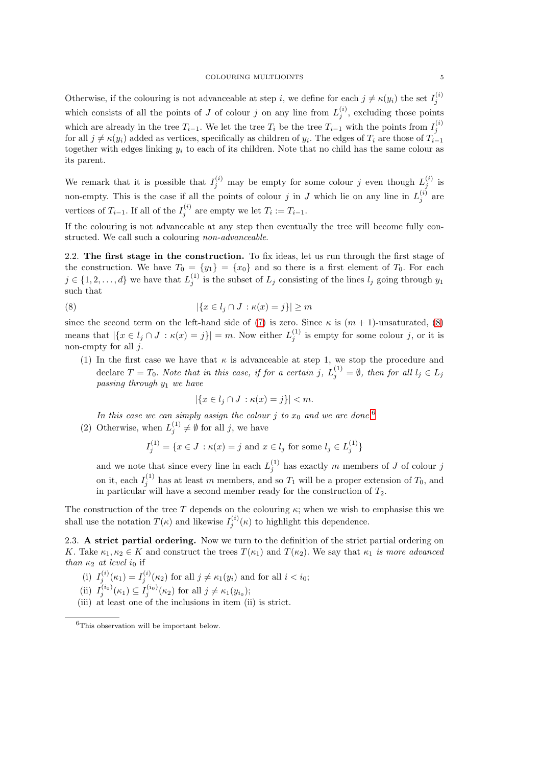Otherwise, if the colouring is not advanceable at step $i$, we define for each $j \neq \kappa(y_i)$ the set $I_j^{(i)}$ which consists of all the points of $J$ of colour $j$ on any line from $L_j^{(i)}$, excluding those points which are already in the tree $T_{i-1}$. We let the tree $T_i$ be the tree $T_{i-1}$ with the points from $I_j^{(i)}$ for all $j \neq \kappa(y_i)$ added as vertices, specifically as children of $y_i$. The edges of $T_i$ are those of $T_{i-1}$ together with edges linking $y_i$ to each of its children. Note that no child has the same colour as its parent.

We remark that it is possible that $I_j^{(i)}$ may be empty for some colour $j$ even though $L_j^{(i)}$ is non-empty. This is the case if all the points of colour $j$ in $J$ which lie on any line in $L_j^{(i)}$ are vertices of $T_{i-1}$. If all of the $I_j^{(i)}$ are empty we let $T_i := T_{i-1}$.

If the colouring is not advanceable at any step then eventually the tree will become fully constructed. We call such a colouring *non-advanceable*.

**2.2. The first stage in the construction.** To fix ideas, let us run through the first stage of the construction. We have $T_0 = \{y_1\} = \{x_0\}$ and so there is a first element of $T_0$. For each $j \in \{1, 2, \dots, d\}$ we have that $L_j^{(1)}$ is the subset of $L_j$ consisting of the lines $l_j$ going through $y_1$ such that

$$|\{x \in l_j \cap J : \kappa(x) = j\}| \geq m \tag{8}$$

since the second term on the left-hand side of (7) is zero. Since $\kappa$ is $(m+1)$-unsaturated, (8) means that $|\{x \in l_j \cap J : \kappa(x) = j\}| = m$. Now either $L_j^{(1)}$ is empty for some colour $j$, or it is non-empty for all $j$.

1. In the first case we have that $\kappa$ is advanceable at step 1, we stop the procedure and declare $T = T_0$. *Note that in this case, if for a certain $j$, $L_j^{(1)} = \emptyset$, then for all $l_j \in L_j$ passing through $y_1$ we have*

$$|\{x \in l_j \cap J : \kappa(x) = j\}| < m.$$

*In this case we can simply assign the colour $j$ to $x_0$ and we are done.*[6]

2. Otherwise, when $L_j^{(1)} \neq \emptyset$ for all $j$, we have

$$I_j^{(1)} = \{x \in J : \kappa(x) = j \text{ and } x \in l_j \text{ for some } l_j \in L_j^{(1)}\}$$

and we note that since every line in each $L_j^{(1)}$ has exactly $m$ members of $J$ of colour $j$ on it, each $I_j^{(1)}$ has at least $m$ members, and so $T_1$ will be a proper extension of $T_0$, and in particular will have a second member ready for the construction of $T_2$.

The construction of the tree $T$ depends on the colouring $\kappa$; when we wish to emphasise this we shall use the notation $T(\kappa)$ and likewise $I_j^{(i)}(\kappa)$ to highlight this dependence.

**2.3. A strict partial ordering.** Now we turn to the definition of the strict partial ordering on $K$. Take $\kappa_1, \kappa_2 \in K$ and construct the trees $T(\kappa_1)$ and $T(\kappa_2)$. We say that $\kappa_1$ *is more advanced than* $\kappa_2$ *at level* $i_0$ if

(i) $I_j^{(i)}(\kappa_1) = I_j^{(i)}(\kappa_2)$ for all $j \neq \kappa_1(y_i)$ and for all $i < i_0$;
(ii) $I_j^{(i_0)}(\kappa_1) \subseteq I_j^{(i_0)}(\kappa_2)$ for all $j \neq \kappa_1(y_{i_0})$;
(iii) at least one of the inclusions in item (ii) is strict.

[6] This observation will be important below.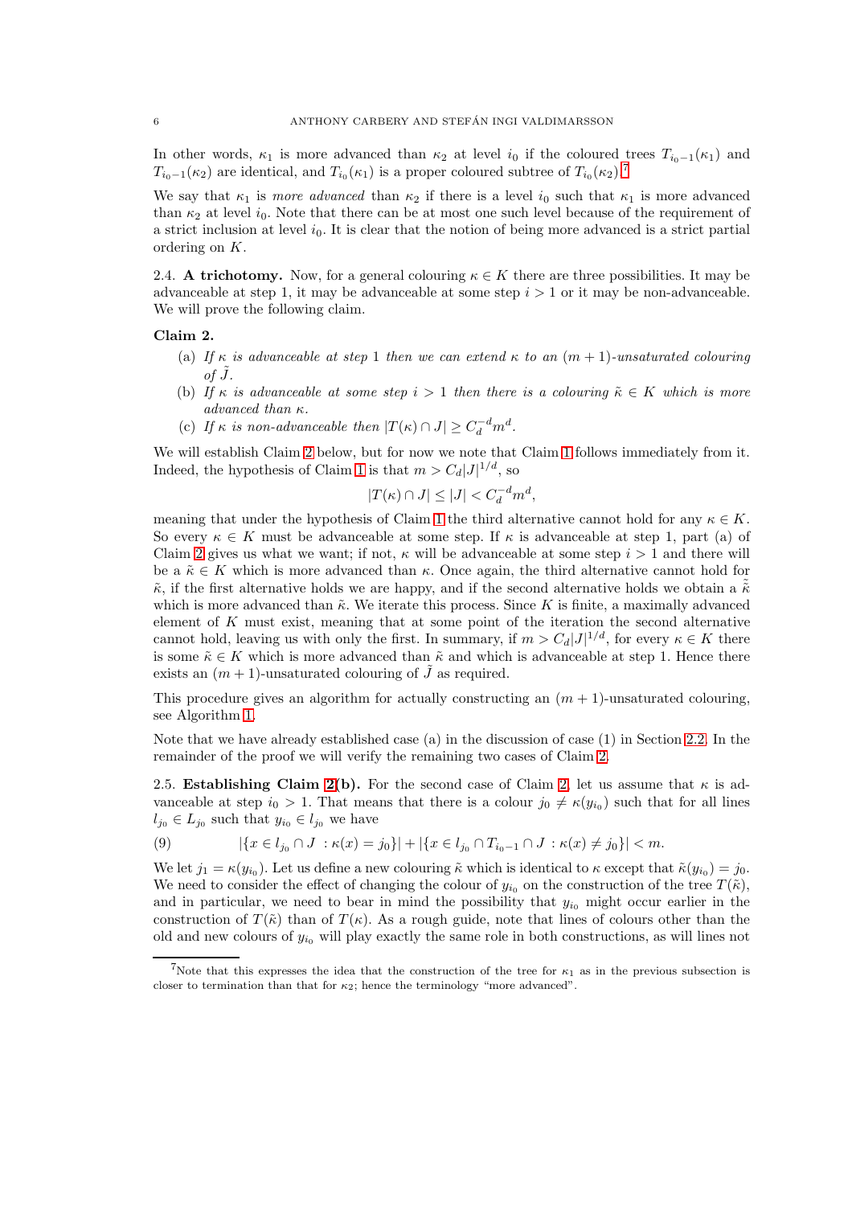In other words, $\kappa_1$ is more advanced than $\kappa_2$ at level $i_0$ if the coloured trees $T_{i_0-1}(\kappa_1)$ and $T_{i_0-1}(\kappa_2)$ are identical, and $T_{i_0}(\kappa_1)$ is a proper coloured subtree of $T_{i_0}(\kappa_2)$.[7]

We say that $\kappa_1$ is *more advanced* than $\kappa_2$ if there is a level $i_0$ such that $\kappa_1$ is more advanced than $\kappa_2$ at level $i_0$. Note that there can be at most one such level because of the requirement of a strict inclusion at level $i_0$. It is clear that the notion of being more advanced is a strict partial ordering on $K$.

2.4. **A trichotomy.** Now, for a general colouring $\kappa \in K$ there are three possibilities. It may be advanceable at step 1, it may be advanceable at some step $i > 1$ or it may be non-advanceable. We will prove the following claim.

**Claim 2.**

- (a) *If $\kappa$ is advanceable at step 1 then we can extend $\kappa$ to an $(m+1)$-unsaturated colouring of $\tilde{J}$.*
- (b) *If $\kappa$ is advanceable at some step $i > 1$ then there is a colouring $\tilde{\kappa} \in K$ which is more advanced than $\kappa$.*
- (c) *If $\kappa$ is non-advanceable then $|T(\kappa) \cap J| \geq C_d^{-d} m^d$.*

We will establish Claim 2 below, but for now we note that Claim 1 follows immediately from it. Indeed, the hypothesis of Claim 1 is that $m > C_d |J|^{1/d}$, so

$$|T(\kappa) \cap J| \leq |J| < C_d^{-d} m^d,$$

meaning that under the hypothesis of Claim 1 the third alternative cannot hold for any $\kappa \in K$. So every $\kappa \in K$ must be advanceable at some step. If $\kappa$ is advanceable at step 1, part (a) of Claim 2 gives us what we want; if not, $\kappa$ will be advanceable at some step $i > 1$ and there will be a $\tilde{\kappa} \in K$ which is more advanced than $\kappa$. Once again, the third alternative cannot hold for $\tilde{\kappa}$, if the first alternative holds we are happy, and if the second alternative holds we obtain a $\tilde{\tilde{\kappa}}$ which is more advanced than $\tilde{\kappa}$. We iterate this process. Since $K$ is finite, a maximally advanced element of $K$ must exist, meaning that at some point of the iteration the second alternative cannot hold, leaving us with only the first. In summary, if $m > C_d |J|^{1/d}$, for every $\kappa \in K$ there is some $\tilde{\kappa} \in K$ which is more advanced than $\tilde{\kappa}$ and which is advanceable at step 1. Hence there exists an $(m+1)$-unsaturated colouring of $\tilde{J}$ as required.

This procedure gives an algorithm for actually constructing an $(m+1)$-unsaturated colouring, see Algorithm 1.

Note that we have already established case (a) in the discussion of case (1) in Section 2.2. In the remainder of the proof we will verify the remaining two cases of Claim 2.

2.5. **Establishing Claim 2(b).** For the second case of Claim 2, let us assume that $\kappa$ is advanceable at step $i_0 > 1$. That means that there is a colour $j_0 \neq \kappa(y_{i_0})$ such that for all lines $l_{j_0} \in L_{j_0}$ such that $y_{i_0} \in l_{j_0}$ we have

$$|\{x \in l_{j_0} \cap J \ : \kappa(x) = j_0\}| + |\{x \in l_{j_0} \cap T_{i_0-1} \cap J \ : \kappa(x) \neq j_0\}| < m. \tag{9}$$

We let $j_1 = \kappa(y_{i_0})$. Let us define a new colouring $\tilde{\kappa}$ which is identical to $\kappa$ except that $\tilde{\kappa}(y_{i_0}) = j_0$. We need to consider the effect of changing the colour of $y_{i_0}$ on the construction of the tree $T(\tilde{\kappa})$, and in particular, we need to bear in mind the possibility that $y_{i_0}$ might occur earlier in the construction of $T(\tilde{\kappa})$ than of $T(\kappa)$. As a rough guide, note that lines of colours other than the old and new colours of $y_{i_0}$ will play exactly the same role in both constructions, as will lines not

[7] Note that this expresses the idea that the construction of the tree for $\kappa_1$ as in the previous subsection is closer to termination than that for $\kappa_2$; hence the terminology "more advanced".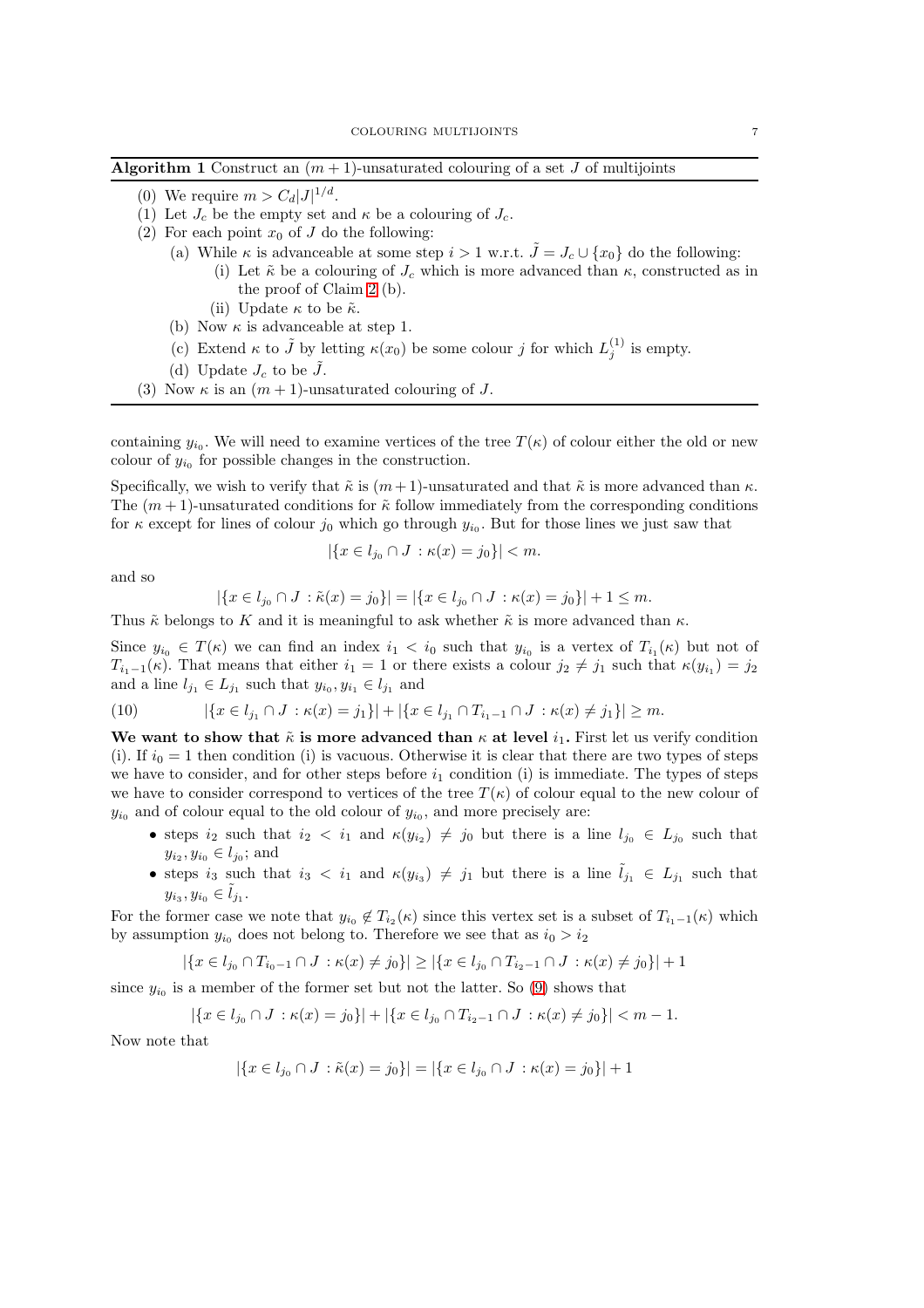**Algorithm 1** Construct an $(m+1)$-unsaturated colouring of a set $J$ of multijoints

(0) We require $m > C_d|J|^{1/d}$.
(1) Let $J_c$ be the empty set and $\kappa$ be a colouring of $J_c$.
(2) For each point $x_0$ of $J$ do the following:
  (a) While $\kappa$ is advanceable at some step $i > 1$ w.r.t. $\tilde{J} = J_c \cup \{x_0\}$ do the following:
    (i) Let $\tilde{\kappa}$ be a colouring of $J_c$ which is more advanced than $\kappa$, constructed as in the proof of Claim 2 (b).
    (ii) Update $\kappa$ to be $\tilde{\kappa}$.
  (b) Now $\kappa$ is advanceable at step 1.
  (c) Extend $\kappa$ to $\tilde{J}$ by letting $\kappa(x_0)$ be some colour $j$ for which $L_j^{(1)}$ is empty.
  (d) Update $J_c$ to be $\tilde{J}$.
(3) Now $\kappa$ is an $(m+1)$-unsaturated colouring of $J$.

containing $y_{i_0}$. We will need to examine vertices of the tree $T(\kappa)$ of colour either the old or new colour of $y_{i_0}$ for possible changes in the construction.

Specifically, we wish to verify that $\tilde{\kappa}$ is $(m+1)$-unsaturated and that $\tilde{\kappa}$ is more advanced than $\kappa$. The $(m+1)$-unsaturated conditions for $\tilde{\kappa}$ follow immediately from the corresponding conditions for $\kappa$ except for lines of colour $j_0$ which go through $y_{i_0}$. But for those lines we just saw that

$$|\{x \in l_{j_0} \cap J : \kappa(x) = j_0\}| < m.$$

and so

$$|\{x \in l_{j_0} \cap J : \tilde{\kappa}(x) = j_0\}| = |\{x \in l_{j_0} \cap J : \kappa(x) = j_0\}| + 1 \leq m.$$

Thus $\tilde{\kappa}$ belongs to $K$ and it is meaningful to ask whether $\tilde{\kappa}$ is more advanced than $\kappa$.

Since $y_{i_0} \in T(\kappa)$ we can find an index $i_1 < i_0$ such that $y_{i_0}$ is a vertex of $T_{i_1}(\kappa)$ but not of $T_{i_1-1}(\kappa)$. That means that either $i_1 = 1$ or there exists a colour $j_2 \neq j_1$ such that $\kappa(y_{i_1}) = j_2$ and a line $l_{j_1} \in L_{j_1}$ such that $y_{i_0}, y_{i_1} \in l_{j_1}$ and

$$|\{x \in l_{j_1} \cap J : \kappa(x) = j_1\}| + |\{x \in l_{j_1} \cap T_{i_1-1} \cap J : \kappa(x) \neq j_1\}| \geq m. \tag{10}$$

**We want to show that $\tilde{\kappa}$ is more advanced than $\kappa$ at level $i_1$.** First let us verify condition (i). If $i_0 = 1$ then condition (i) is vacuous. Otherwise it is clear that there are two types of steps we have to consider, and for other steps before $i_1$ condition (i) is immediate. The types of steps we have to consider correspond to vertices of the tree $T(\kappa)$ of colour equal to the new colour of $y_{i_0}$ and of colour equal to the old colour of $y_{i_0}$, and more precisely are:

- steps $i_2$ such that $i_2 < i_1$ and $\kappa(y_{i_2}) \neq j_0$ but there is a line $l_{j_0} \in L_{j_0}$ such that $y_{i_2}, y_{i_0} \in l_{j_0}$; and
- steps $i_3$ such that $i_3 < i_1$ and $\kappa(y_{i_3}) \neq j_1$ but there is a line $\tilde{l}_{j_1} \in L_{j_1}$ such that $y_{i_3}, y_{i_0} \in \tilde{l}_{j_1}$.

For the former case we note that $y_{i_0} \notin T_{i_2}(\kappa)$ since this vertex set is a subset of $T_{i_1-1}(\kappa)$ which by assumption $y_{i_0}$ does not belong to. Therefore we see that as $i_0 > i_2$

$$|\{x \in l_{j_0} \cap T_{i_0-1} \cap J : \kappa(x) \neq j_0\}| \geq |\{x \in l_{j_0} \cap T_{i_2-1} \cap J : \kappa(x) \neq j_0\}| + 1$$

since $y_{i_0}$ is a member of the former set but not the latter. So (9) shows that

$$|\{x \in l_{j_0} \cap J : \kappa(x) = j_0\}| + |\{x \in l_{j_0} \cap T_{i_2-1} \cap J : \kappa(x) \neq j_0\}| < m - 1.$$

Now note that

$$|\{x \in l_{j_0} \cap J : \tilde{\kappa}(x) = j_0\}| = |\{x \in l_{j_0} \cap J : \kappa(x) = j_0\}| + 1$$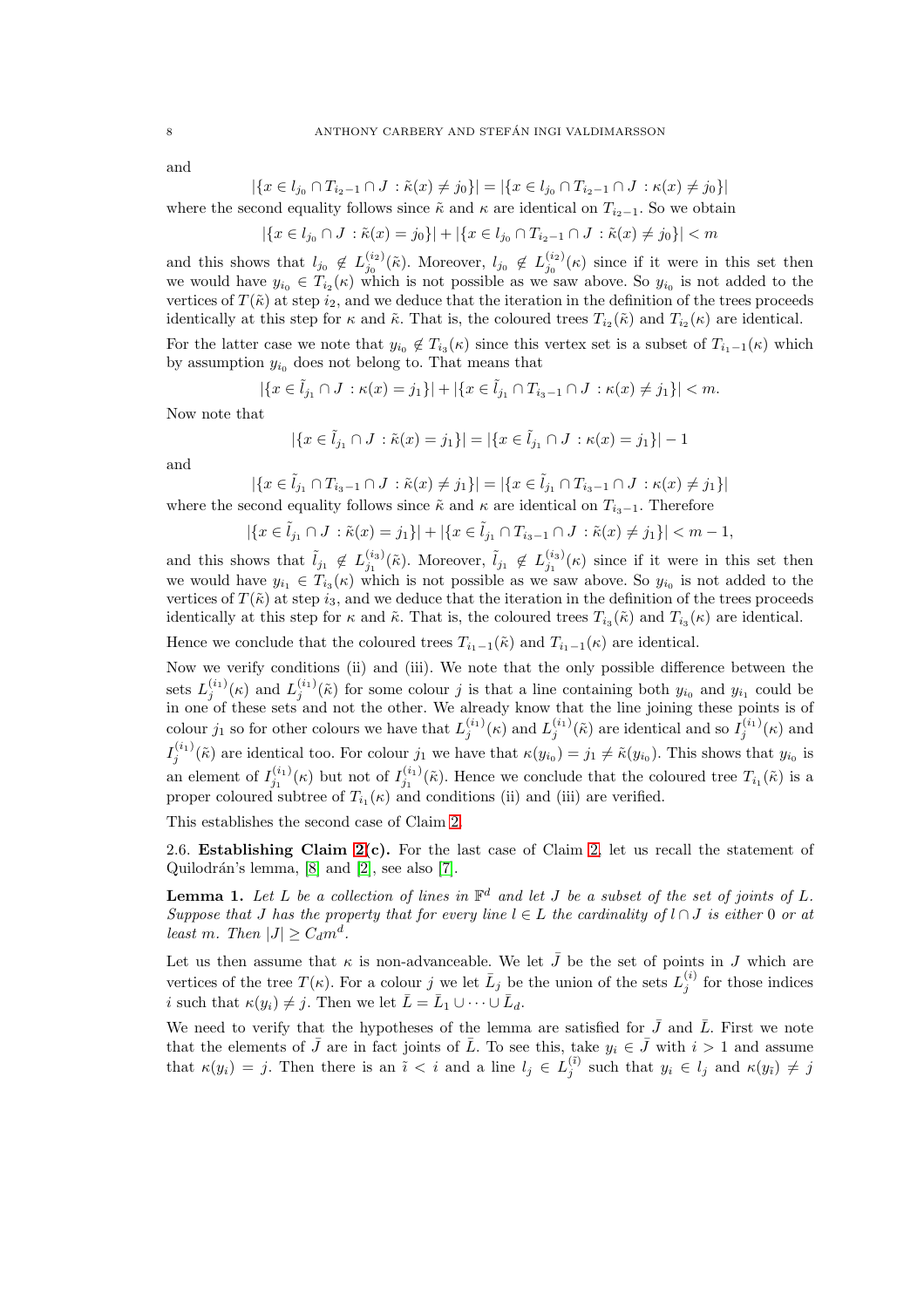and

$$|\{x \in l_{j_0} \cap T_{i_2-1} \cap J : \tilde{\kappa}(x) \neq j_0\}| = |\{x \in l_{j_0} \cap T_{i_2-1} \cap J : \kappa(x) \neq j_0\}|$$

where the second equality follows since $\tilde{\kappa}$ and $\kappa$ are identical on $T_{i_2-1}$. So we obtain

$$|\{x \in l_{j_0} \cap J : \tilde{\kappa}(x) = j_0\}| + |\{x \in l_{j_0} \cap T_{i_2-1} \cap J : \tilde{\kappa}(x) \neq j_0\}| < m$$

and this shows that $l_{j_0} \notin L_{j_0}^{(i_2)}(\tilde{\kappa})$. Moreover, $l_{j_0} \notin L_{j_0}^{(i_2)}(\kappa)$ since if it were in this set then we would have $y_{i_0} \in T_{i_2}(\kappa)$ which is not possible as we saw above. So $y_{i_0}$ is not added to the vertices of $T(\tilde{\kappa})$ at step $i_2$, and we deduce that the iteration in the definition of the trees proceeds identically at this step for $\kappa$ and $\tilde{\kappa}$. That is, the coloured trees $T_{i_2}(\tilde{\kappa})$ and $T_{i_2}(\kappa)$ are identical.

For the latter case we note that $y_{i_0} \notin T_{i_3}(\kappa)$ since this vertex set is a subset of $T_{i_1-1}(\kappa)$ which by assumption $y_{i_0}$ does not belong to. That means that

$$|\{x \in \tilde{l}_{j_1} \cap J : \kappa(x) = j_1\}| + |\{x \in \tilde{l}_{j_1} \cap T_{i_3-1} \cap J : \kappa(x) \neq j_1\}| < m.$$

Now note that

$$|\{x \in \tilde{l}_{j_1} \cap J : \tilde{\kappa}(x) = j_1\}| = |\{x \in \tilde{l}_{j_1} \cap J : \kappa(x) = j_1\}| - 1$$

and

$$|\{x \in \tilde{l}_{j_1} \cap T_{i_3-1} \cap J : \tilde{\kappa}(x) \neq j_1\}| = |\{x \in \tilde{l}_{j_1} \cap T_{i_3-1} \cap J : \kappa(x) \neq j_1\}|$$

where the second equality follows since $\tilde{\kappa}$ and $\kappa$ are identical on $T_{i_3-1}$. Therefore

$$|\{x \in \tilde{l}_{j_1} \cap J : \tilde{\kappa}(x) = j_1\}| + |\{x \in \tilde{l}_{j_1} \cap T_{i_3-1} \cap J : \tilde{\kappa}(x) \neq j_1\}| < m - 1,$$

and this shows that $\tilde{l}_{j_1} \notin L_{j_1}^{(i_3)}(\tilde{\kappa})$. Moreover, $\tilde{l}_{j_1} \notin L_{j_1}^{(i_3)}(\kappa)$ since if it were in this set then we would have $y_{i_1} \in T_{i_3}(\kappa)$ which is not possible as we saw above. So $y_{i_0}$ is not added to the vertices of $T(\tilde{\kappa})$ at step $i_3$, and we deduce that the iteration in the definition of the trees proceeds identically at this step for $\kappa$ and $\tilde{\kappa}$. That is, the coloured trees $T_{i_3}(\tilde{\kappa})$ and $T_{i_3}(\kappa)$ are identical.

Hence we conclude that the coloured trees $T_{i_1-1}(\tilde{\kappa})$ and $T_{i_1-1}(\kappa)$ are identical.

Now we verify conditions (ii) and (iii). We note that the only possible difference between the sets $L_j^{(i_1)}(\kappa)$ and $L_j^{(i_1)}(\tilde{\kappa})$ for some colour $j$ is that a line containing both $y_{i_0}$ and $y_{i_1}$ could be in one of these sets and not the other. We already know that the line joining these points is of colour $j_1$ so for other colours we have that $L_j^{(i_1)}(\kappa)$ and $L_j^{(i_1)}(\tilde{\kappa})$ are identical and so $I_j^{(i_1)}(\kappa)$ and $I_j^{(i_1)}(\tilde{\kappa})$ are identical too. For colour $j_1$ we have that $\kappa(y_{i_0}) = j_1 \neq \tilde{\kappa}(y_{i_0})$. This shows that $y_{i_0}$ is an element of $I_{j_1}^{(i_1)}(\kappa)$ but not of $I_{j_1}^{(i_1)}(\tilde{\kappa})$. Hence we conclude that the coloured tree $T_{i_1}(\tilde{\kappa})$ is a proper coloured subtree of $T_{i_1}(\kappa)$ and conditions (ii) and (iii) are verified.

This establishes the second case of Claim 2.

2.6. **Establishing Claim 2(c).** For the last case of Claim 2, let us recall the statement of Quilodrán's lemma, [8] and [2], see also [7].

**Lemma 1.** *Let $L$ be a collection of lines in $\mathbb{F}^d$ and let $J$ be a subset of the set of joints of $L$. Suppose that $J$ has the property that for every line $l \in L$ the cardinality of $l \cap J$ is either 0 or at least $m$. Then $|J| \geq C_d m^d$.*

Let us then assume that $\kappa$ is non-advanceable. We let $\bar{J}$ be the set of points in $J$ which are vertices of the tree $T(\kappa)$. For a colour $j$ we let $\bar{L}_j$ be the union of the sets $L_j^{(i)}$ for those indices $i$ such that $\kappa(y_i) \neq j$. Then we let $\bar{L} = \bar{L}_1 \cup \cdots \cup \bar{L}_d$.

We need to verify that the hypotheses of the lemma are satisfied for $\bar{J}$ and $\bar{L}$. First we note that the elements of $\bar{J}$ are in fact joints of $\bar{L}$. To see this, take $y_i \in \bar{J}$ with $i > 1$ and assume that $\kappa(y_i) = j$. Then there is an $\tilde{\imath} < i$ and a line $l_j \in L_j^{(\tilde{\imath})}$ such that $y_i \in l_j$ and $\kappa(y_{\tilde{\imath}}) \neq j$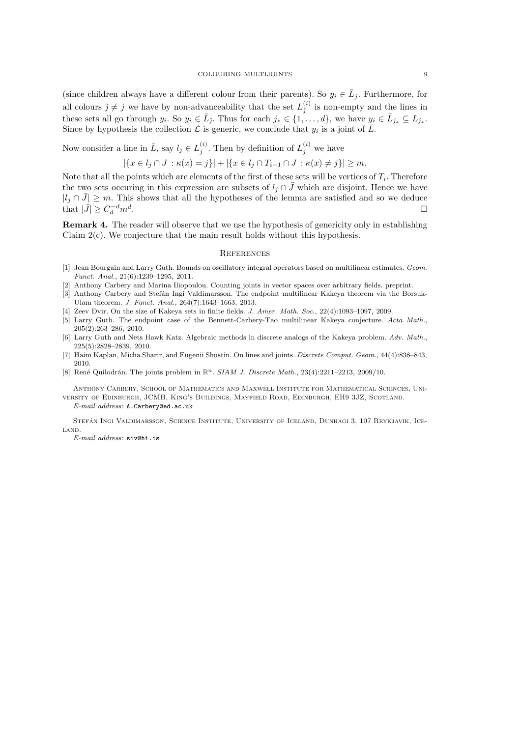(since children always have a different colour from their parents). So $y_i \in \bar{L}_j$. Furthermore, for all colours $\tilde{\jmath} \neq j$ we have by non-advanceability that the set $L^{(i)}_{\tilde{\jmath}}$ is non-empty and the lines in these sets all go through $y_i$. So $y_i \in \bar{L}_{\tilde{\jmath}}$. Thus for each $j_* \in \{1, \ldots, d\}$, we have $y_i \in \bar{L}_{j_*} \subseteq L_{j_*}$. Since by hypothesis the collection $\mathcal{L}$ is generic, we conclude that $y_i$ is a joint of $\bar{L}$.

Now consider a line in $\bar{L}$, say $l_j \in L^{(i)}_j$. Then by definition of $L^{(i)}_j$ we have

$$|\{x \in l_j \cap J \,:\, \kappa(x) = j\}| + |\{x \in l_j \cap T_{i-1} \cap J \,:\, \kappa(x) \neq j\}| \geq m.$$

Note that all the points which are elements of the first of these sets will be vertices of $T_i$. Therefore the two sets occuring in this expression are subsets of $l_j \cap \bar{J}$ which are disjoint. Hence we have $|l_j \cap \bar{J}| \geq m$. This shows that all the hypotheses of the lemma are satisfied and so we deduce that $|\bar{J}| \geq C_d^{-d} m^d$. □

**Remark 4.** The reader will observe that we use the hypothesis of genericity only in establishing Claim 2(c). We conjecture that the main result holds without this hypothesis.

## References

[1] Jean Bourgain and Larry Guth. Bounds on oscillatory integral operators based on multilinear estimates. *Geom. Funct. Anal.*, 21(6):1239–1295, 2011.

[2] Anthony Carbery and Marina Iliopoulou. Counting joints in vector spaces over arbitrary fields. preprint.

[3] Anthony Carbery and Stefán Ingi Valdimarsson. The endpoint multilinear Kakeya theorem via the Borsuk-Ulam theorem. *J. Funct. Anal.*, 264(7):1643–1663, 2013.

[4] Zeev Dvir. On the size of Kakeya sets in finite fields. *J. Amer. Math. Soc.*, 22(4):1093–1097, 2009.

[5] Larry Guth. The endpoint case of the Bennett-Carbery-Tao multilinear Kakeya conjecture. *Acta Math.*, 205(2):263–286, 2010.

[6] Larry Guth and Nets Hawk Katz. Algebraic methods in discrete analogs of the Kakeya problem. *Adv. Math.*, 225(5):2828–2839, 2010.

[7] Haim Kaplan, Micha Sharir, and Eugenii Shustin. On lines and joints. *Discrete Comput. Geom.*, 44(4):838–843, 2010.

[8] René Quilodrán. The joints problem in $\mathbb{R}^n$. *SIAM J. Discrete Math.*, 23(4):2211–2213, 2009/10.

Anthony Carbery, School of Mathematics and Maxwell Institute for Mathematical Sciences, University of Edinburgh, JCMB, King's Buildings, Mayfield Road, Edinburgh, EH9 3JZ, Scotland.
*E-mail address*: A.Carbery@ed.ac.uk

Stefán Ingi Valdimarsson, Science Institute, University of Iceland, Dunhagi 3, 107 Reykjavik, Iceland.
*E-mail address*: siv@hi.is